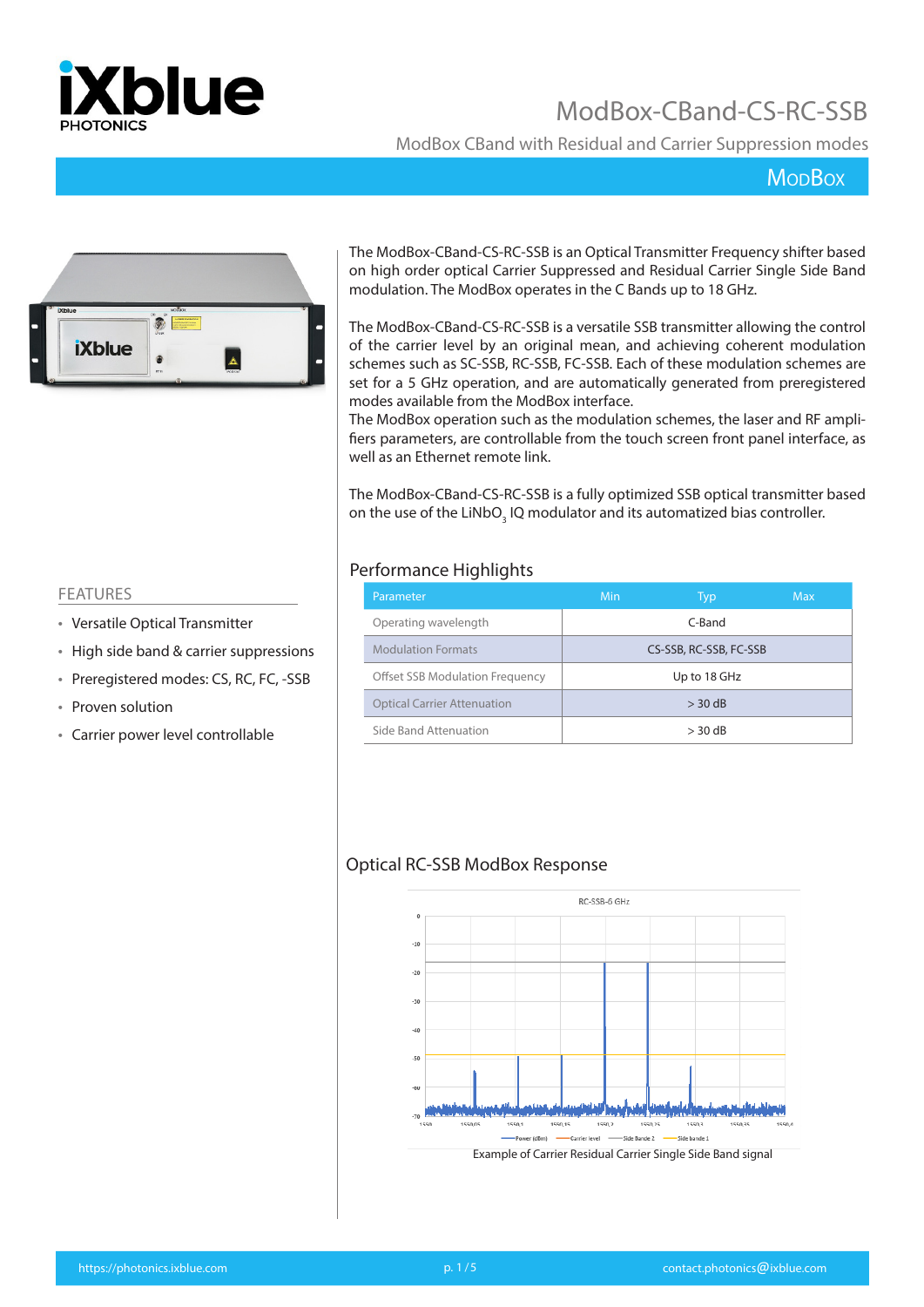# ModBox-CBand-CS-RC-SSB

ModBox CBand with Residual and Carrier Suppression modes

MODBOX

The ModBox-CBand-CS-RC-SSB is an Optical Transmitter Frequency shifter based on high order optical Carrier Suppressed and Residual Carrier Single Side Band modulation. The ModBox operates in the C Bands up to 18 GHz.

The ModBox-CBand-CS-RC-SSB is a versatile SSB transmitter allowing the control of the carrier level by an original mean, and achieving coherent modulation schemes such as SC-SSB, RC-SSB, FC-SSB. Each of these modulation schemes are set for a 5 GHz operation, and are automatically generated from preregistered modes available from the ModBox interface.

The ModBox operation such as the modulation schemes, the laser and RF amplifiers parameters, are controllable from the touch screen front panel interface, as well as an Ethernet remote link.

The ModBox-CBand-CS-RC-SSB is a fully optimized SSB optical transmitter based on the use of the $LiNbO_3$ IQ modulator and its automatized bias controller.

## FEATURES

- Versatile Optical Transmitter
- High side band & carrier suppressions
- Preregistered modes: CS, RC, FC, -SSB
- Proven solution
- Carrier power level controllable

## Performance Highlights

| Parameter | Min | Typ | Max |
|---|---|---|---|
| Operating wavelength | | C-Band | |
| Modulation Formats | | CS-SSB, RC-SSB, FC-SSB | |
| Offset SSB Modulation Frequency | | Up to 18 GHz | |
| Optical Carrier Attenuation | | > 30 dB | |
| Side Band Attenuation | | > 30 dB | |

## Optical RC-SSB ModBox Response

Example of Carrier Residual Carrier Single Side Band signal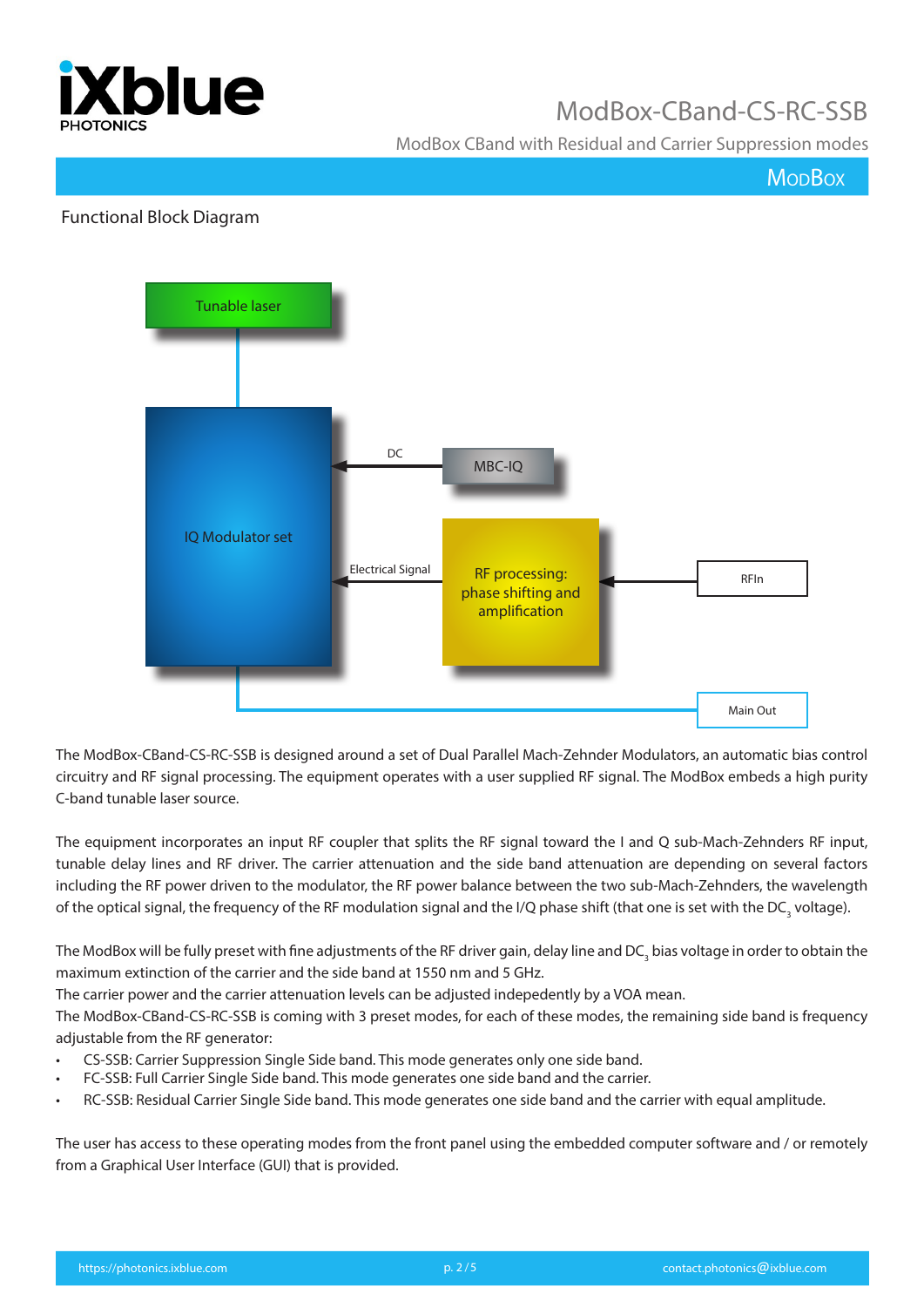## Functional Block Diagram

Tunable laser

IQ Modulator set

DC

MBC-IQ

Electrical Signal

RF processing: phase shifting and amplification

RFIn

Main Out

The ModBox-CBand-CS-RC-SSB is designed around a set of Dual Parallel Mach-Zehnder Modulators, an automatic bias control circuitry and RF signal processing. The equipment operates with a user supplied RF signal. The ModBox embeds a high purity C-band tunable laser source.

The equipment incorporates an input RF coupler that splits the RF signal toward the I and Q sub-Mach-Zehnders RF input, tunable delay lines and RF driver. The carrier attenuation and the side band attenuation are depending on several factors including the RF power driven to the modulator, the RF power balance between the two sub-Mach-Zehnders, the wavelength of the optical signal, the frequency of the RF modulation signal and the I/Q phase shift (that one is set with the $DC_3$ voltage).

The ModBox will be fully preset with fine adjustments of the RF driver gain, delay line and $DC_3$ bias voltage in order to obtain the maximum extinction of the carrier and the side band at 1550 nm and 5 GHz.
The carrier power and the carrier attenuation levels can be adjusted independently by a VOA mean.
The ModBox-CBand-CS-RC-SSB is coming with 3 preset modes, for each of these modes, the remaining side band is frequency adjustable from the RF generator:

- CS-SSB: Carrier Suppression Single Side band. This mode generates only one side band.
- FC-SSB: Full Carrier Single Side band. This mode generates one side band and the carrier.
- RC-SSB: Residual Carrier Single Side band. This mode generates one side band and the carrier with equal amplitude.

The user has access to these operating modes from the front panel using the embedded computer software and / or remotely from a Graphical User Interface (GUI) that is provided.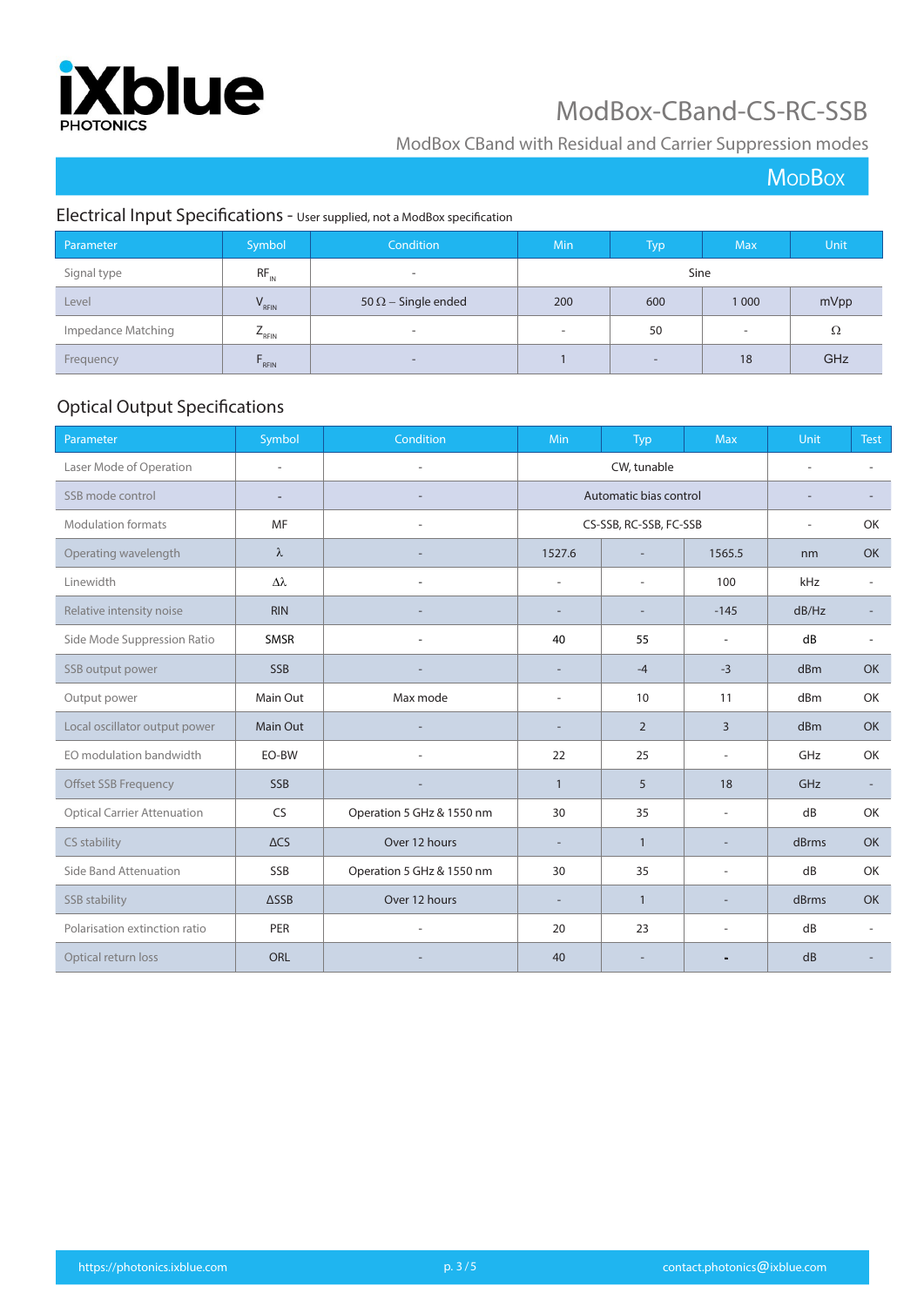# ModBox-CBand-CS-RC-SSB

ModBox CBand with Residual and Carrier Suppression modes

ModBox

## Electrical Input Specifications - User supplied, not a ModBox specification

| Parameter | Symbol | Condition | Min | Typ | Max | Unit |
|---|---|---|---|---|---|---|
| Signal type | $RF_{IN}$ | - | Sine | | | |
| Level | $V_{RFIN}$ | 50 Ω – Single ended | 200 | 600 | 1 000 | mVpp |
| Impedance Matching | $Z_{RFIN}$ | - | - | 50 | - | Ω |
| Frequency | $F_{RFIN}$ | - | 1 | - | 18 | GHz |

## Optical Output Specifications

| Parameter | Symbol | Condition | Min | Typ | Max | Unit | Test |
|---|---|---|---|---|---|---|---|
| Laser Mode of Operation | - | - | CW, tunable | | | - | - |
| SSB mode control | - | - | Automatic bias control | | | - | - |
| Modulation formats | MF | - | CS-SSB, RC-SSB, FC-SSB | | | - | OK |
| Operating wavelength | λ | - | 1527.6 | - | 1565.5 | nm | OK |
| Linewidth | Δλ | - | - | - | 100 | kHz | - |
| Relative intensity noise | RIN | - | - | - | -145 | dB/Hz | - |
| Side Mode Suppression Ratio | SMSR | - | 40 | 55 | - | dB | - |
| SSB output power | SSB | - | - | -4 | -3 | dBm | OK |
| Output power | Main Out | Max mode | - | 10 | 11 | dBm | OK |
| Local oscillator output power | Main Out | - | - | 2 | 3 | dBm | OK |
| EO modulation bandwidth | EO-BW | - | 22 | 25 | - | GHz | OK |
| Offset SSB Frequency | SSB | - | 1 | 5 | 18 | GHz | - |
| Optical Carrier Attenuation | CS | Operation 5 GHz & 1550 nm | 30 | 35 | - | dB | OK |
| CS stability | ΔCS | Over 12 hours | - | 1 | - | dBrms | OK |
| Side Band Attenuation | SSB | Operation 5 GHz & 1550 nm | 30 | 35 | - | dB | OK |
| SSB stability | ΔSSB | Over 12 hours | - | 1 | - | dBrms | OK |
| Polarisation extinction ratio | PER | - | 20 | 23 | - | dB | - |
| Optical return loss | ORL | - | 40 | - | - | dB | - |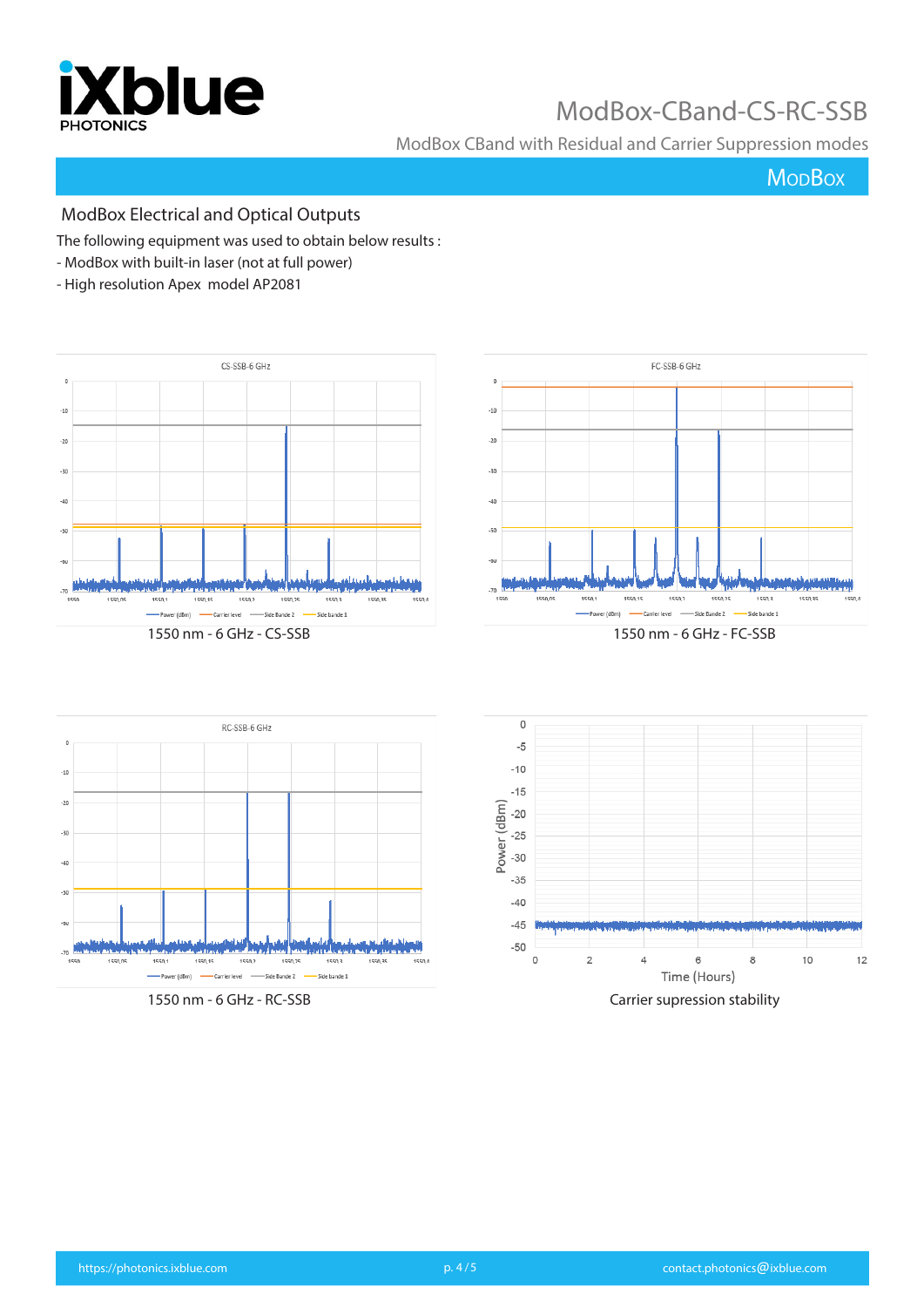## ModBox Electrical and Optical Outputs

The following equipment was used to obtain below results :

- ModBox with built-in laser (not at full power)
- High resolution Apex model AP2081

1550 nm - 6 GHz - CS-SSB

1550 nm - 6 GHz - FC-SSB

1550 nm - 6 GHz - RC-SSB

Carrier supression stability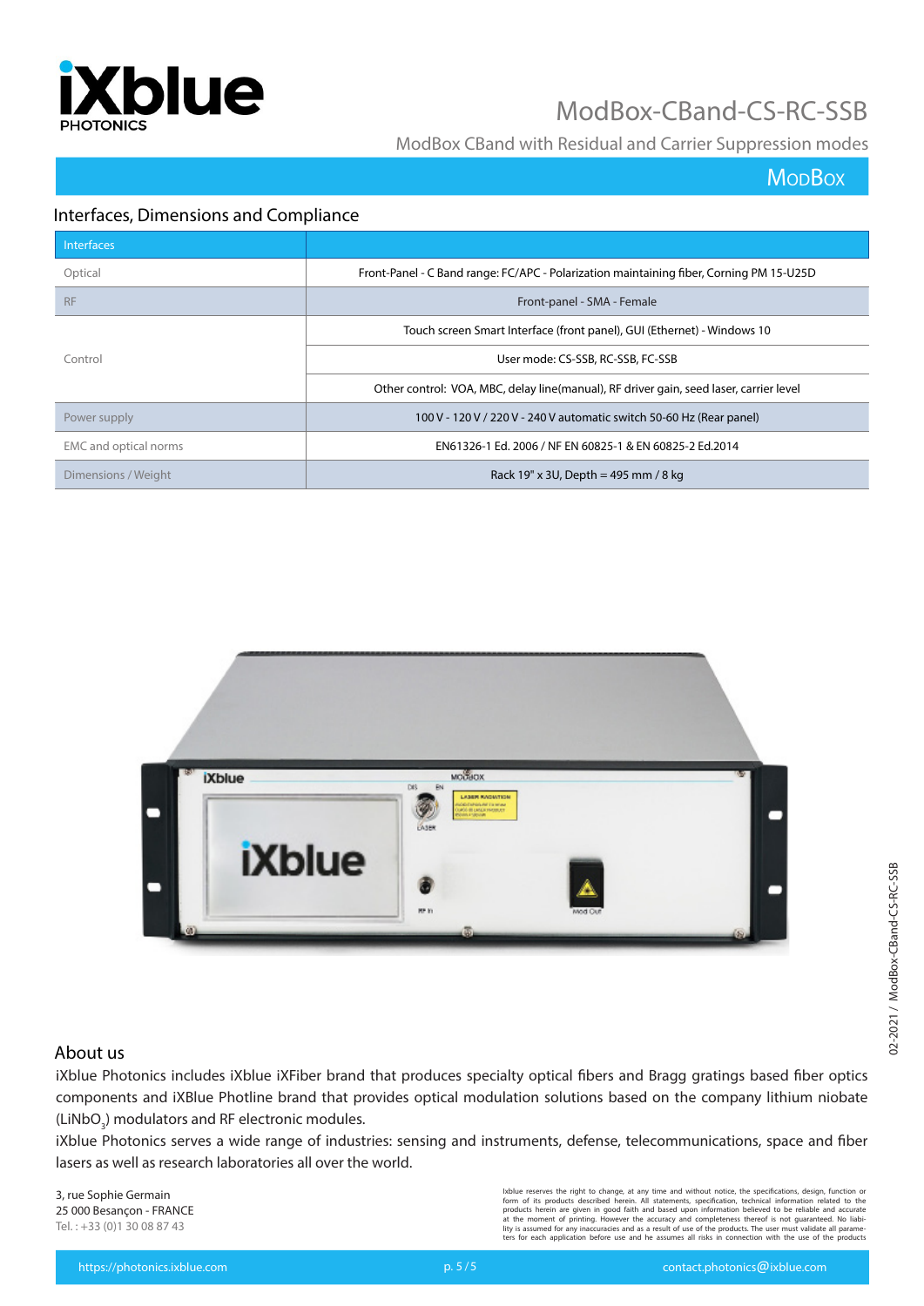## Interfaces, Dimensions and Compliance

| Interfaces | |
|---|---|
| Optical | Front-Panel - C Band range: FC/APC - Polarization maintaining fiber, Corning PM 15-U25D |
| RF | Front-panel - SMA - Female |
| Control | Touch screen Smart Interface (front panel), GUI (Ethernet) - Windows 10 |
| | User mode: CS-SSB, RC-SSB, FC-SSB |
| | Other control: VOA, MBC, delay line(manual), RF driver gain, seed laser, carrier level |
| Power supply | 100 V - 120 V / 220 V - 240 V automatic switch 50-60 Hz (Rear panel) |
| EMC and optical norms | EN61326-1 Ed. 2006 / NF EN 60825-1 & EN 60825-2 Ed.2014 |
| Dimensions / Weight | Rack 19" x 3U, Depth = 495 mm / 8 kg |

## About us

iXblue Photonics includes iXblue iXFiber brand that produces specialty optical fibers and Bragg gratings based fiber optics components and iXBlue Photline brand that provides optical modulation solutions based on the company lithium niobate ($LiNbO_3$) modulators and RF electronic modules.

iXblue Photonics serves a wide range of industries: sensing and instruments, defense, telecommunications, space and fiber lasers as well as research laboratories all over the world.

3, rue Sophie Germain
25 000 Besançon - FRANCE
Tel. : +33 (0)1 30 08 87 43

Ixblue reserves the right to change, at any time and without notice, the specifications, design, function or form of its products described herein. All statements, specification, technical information related to the products herein are given in good faith and based upon information believed to be reliable and accurate at the moment of printing. However the accuracy and completeness thereof is not guaranteed. No liability is assumed for any inaccuracies and as a result of use of the products. The user must validate all parameters for each application before use and he assumes all risks in connection with the use of the products.

https://photonics.ixblue.com — contact.photonics@ixblue.com